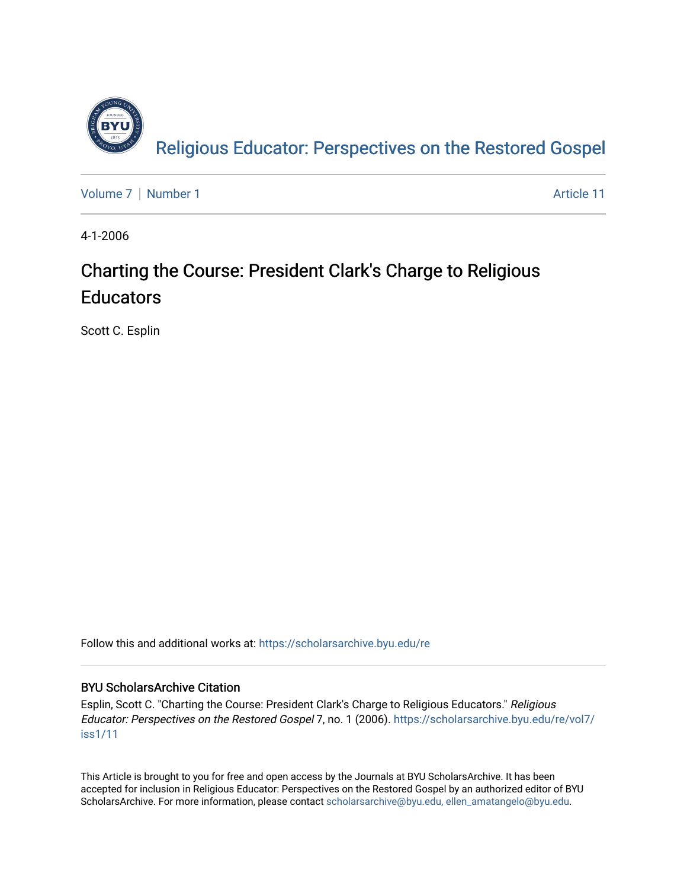Religious Educator: Perspectives on the Restored Gospel

Volume 7 | Number 1 | Article 11

4-1-2006

# Charting the Course: President Clark's Charge to Religious Educators

Scott C. Esplin

Follow this and additional works at: https://scholarsarchive.byu.edu/re

## BYU ScholarsArchive Citation

Esplin, Scott C. "Charting the Course: President Clark's Charge to Religious Educators." *Religious Educator: Perspectives on the Restored Gospel* 7, no. 1 (2006). https://scholarsarchive.byu.edu/re/vol7/iss1/11

This Article is brought to you for free and open access by the Journals at BYU ScholarsArchive. It has been accepted for inclusion in Religious Educator: Perspectives on the Restored Gospel by an authorized editor of BYU ScholarsArchive. For more information, please contact scholarsarchive@byu.edu, ellen_amatangelo@byu.edu.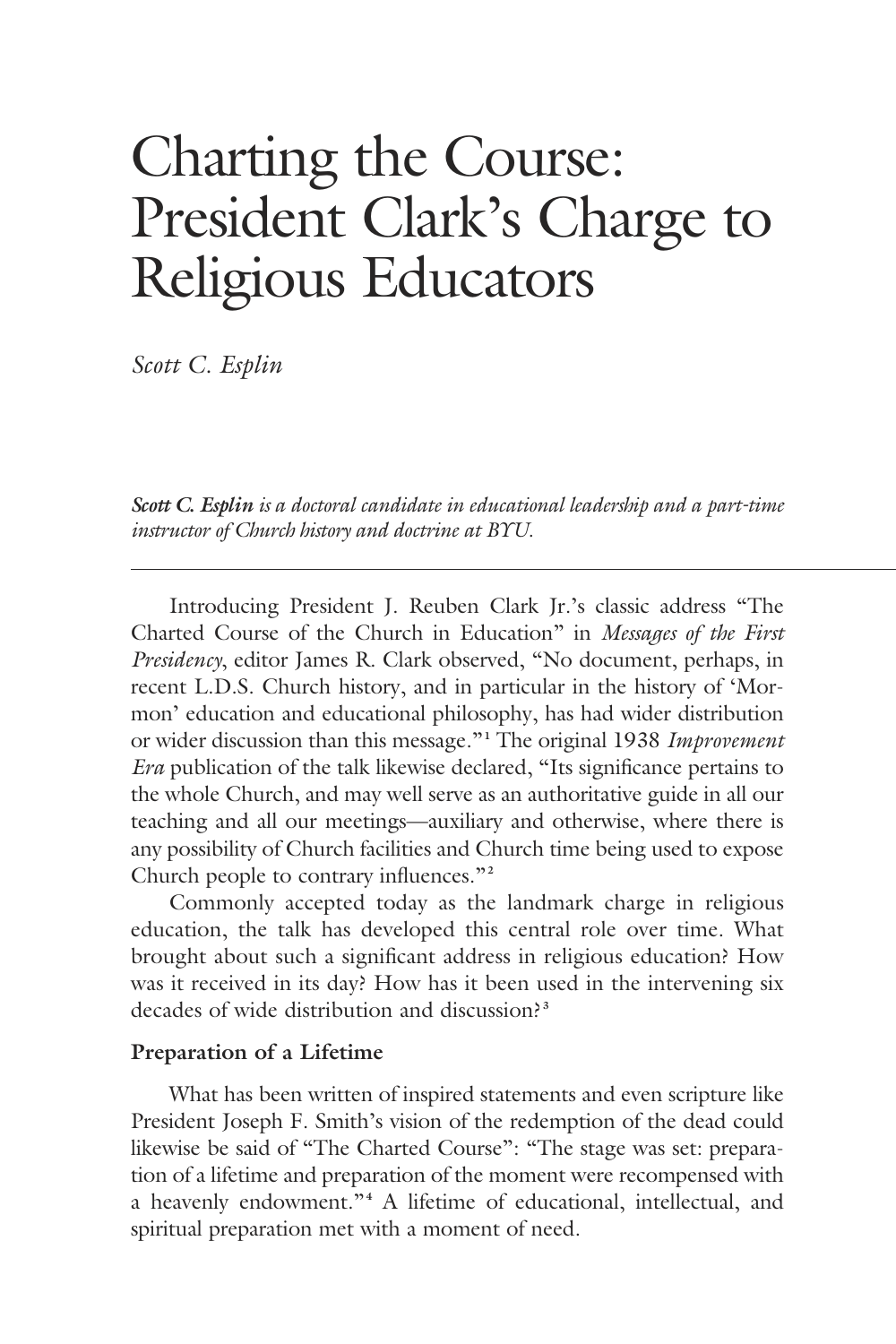# Charting the Course: President Clark's Charge to Religious Educators

*Scott C. Esplin*

***Scott C. Esplin*** *is a doctoral candidate in educational leadership and a part-time instructor of Church history and doctrine at BYU.*

---

Introducing President J. Reuben Clark Jr.'s classic address "The Charted Course of the Church in Education" in *Messages of the First Presidency*, editor James R. Clark observed, "No document, perhaps, in recent L.D.S. Church history, and in particular in the history of 'Mormon' education and educational philosophy, has had wider distribution or wider discussion than this message."[1] The original 1938 *Improvement Era* publication of the talk likewise declared, "Its significance pertains to the whole Church, and may well serve as an authoritative guide in all our teaching and all our meetings—auxiliary and otherwise, where there is any possibility of Church facilities and Church time being used to expose Church people to contrary influences."[2]

Commonly accepted today as the landmark charge in religious education, the talk has developed this central role over time. What brought about such a significant address in religious education? How was it received in its day? How has it been used in the intervening six decades of wide distribution and discussion?[3]

**Preparation of a Lifetime**

What has been written of inspired statements and even scripture like President Joseph F. Smith's vision of the redemption of the dead could likewise be said of "The Charted Course": "The stage was set: preparation of a lifetime and preparation of the moment were recompensed with a heavenly endowment."[4] A lifetime of educational, intellectual, and spiritual preparation met with a moment of need.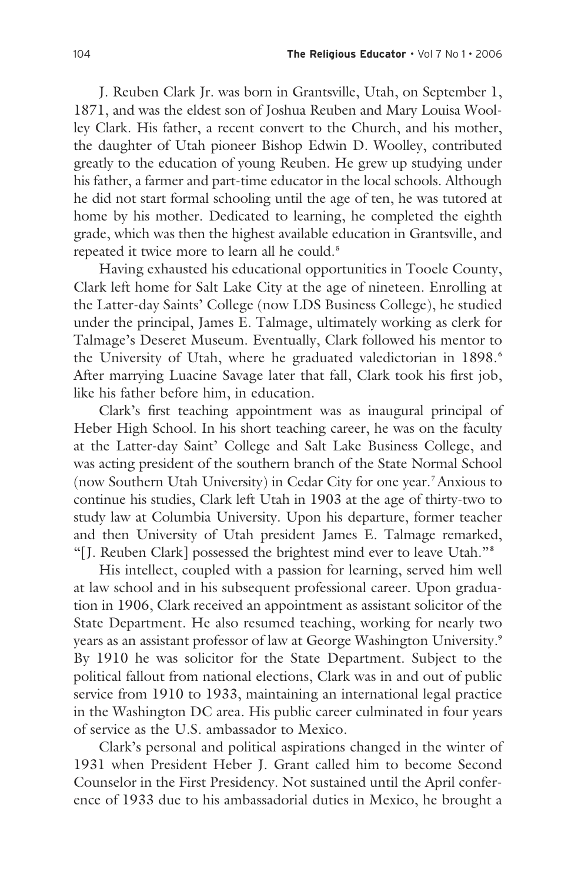J. Reuben Clark Jr. was born in Grantsville, Utah, on September 1, 1871, and was the eldest son of Joshua Reuben and Mary Louisa Woolley Clark. His father, a recent convert to the Church, and his mother, the daughter of Utah pioneer Bishop Edwin D. Woolley, contributed greatly to the education of young Reuben. He grew up studying under his father, a farmer and part-time educator in the local schools. Although he did not start formal schooling until the age of ten, he was tutored at home by his mother. Dedicated to learning, he completed the eighth grade, which was then the highest available education in Grantsville, and repeated it twice more to learn all he could.[5]

Having exhausted his educational opportunities in Tooele County, Clark left home for Salt Lake City at the age of nineteen. Enrolling at the Latter-day Saints' College (now LDS Business College), he studied under the principal, James E. Talmage, ultimately working as clerk for Talmage's Deseret Museum. Eventually, Clark followed his mentor to the University of Utah, where he graduated valedictorian in 1898.[6] After marrying Luacine Savage later that fall, Clark took his first job, like his father before him, in education.

Clark's first teaching appointment was as inaugural principal of Heber High School. In his short teaching career, he was on the faculty at the Latter-day Saint' College and Salt Lake Business College, and was acting president of the southern branch of the State Normal School (now Southern Utah University) in Cedar City for one year.[7] Anxious to continue his studies, Clark left Utah in 1903 at the age of thirty-two to study law at Columbia University. Upon his departure, former teacher and then University of Utah president James E. Talmage remarked, "[J. Reuben Clark] possessed the brightest mind ever to leave Utah."[8]

His intellect, coupled with a passion for learning, served him well at law school and in his subsequent professional career. Upon graduation in 1906, Clark received an appointment as assistant solicitor of the State Department. He also resumed teaching, working for nearly two years as an assistant professor of law at George Washington University.[9] By 1910 he was solicitor for the State Department. Subject to the political fallout from national elections, Clark was in and out of public service from 1910 to 1933, maintaining an international legal practice in the Washington DC area. His public career culminated in four years of service as the U.S. ambassador to Mexico.

Clark's personal and political aspirations changed in the winter of 1931 when President Heber J. Grant called him to become Second Counselor in the First Presidency. Not sustained until the April conference of 1933 due to his ambassadorial duties in Mexico, he brought a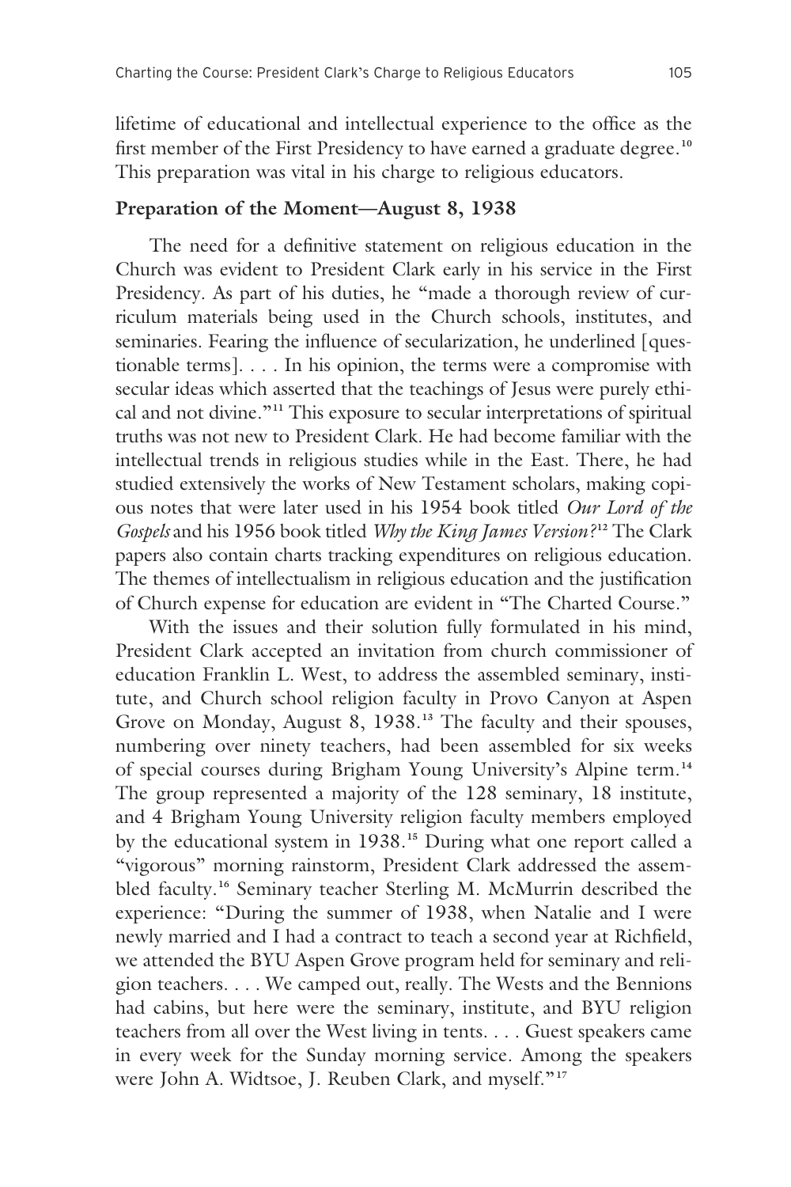lifetime of educational and intellectual experience to the office as the first member of the First Presidency to have earned a graduate degree.[10] This preparation was vital in his charge to religious educators.

**Preparation of the Moment—August 8, 1938**

The need for a definitive statement on religious education in the Church was evident to President Clark early in his service in the First Presidency. As part of his duties, he "made a thorough review of curriculum materials being used in the Church schools, institutes, and seminaries. Fearing the influence of secularization, he underlined [questionable terms]. . . . In his opinion, the terms were a compromise with secular ideas which asserted that the teachings of Jesus were purely ethical and not divine."[11] This exposure to secular interpretations of spiritual truths was not new to President Clark. He had become familiar with the intellectual trends in religious studies while in the East. There, he had studied extensively the works of New Testament scholars, making copious notes that were later used in his 1954 book titled *Our Lord of the Gospels* and his 1956 book titled *Why the King James Version?*[12] The Clark papers also contain charts tracking expenditures on religious education. The themes of intellectualism in religious education and the justification of Church expense for education are evident in "The Charted Course."

With the issues and their solution fully formulated in his mind, President Clark accepted an invitation from church commissioner of education Franklin L. West, to address the assembled seminary, institute, and Church school religion faculty in Provo Canyon at Aspen Grove on Monday, August 8, 1938.[13] The faculty and their spouses, numbering over ninety teachers, had been assembled for six weeks of special courses during Brigham Young University's Alpine term.[14] The group represented a majority of the 128 seminary, 18 institute, and 4 Brigham Young University religion faculty members employed by the educational system in 1938.[15] During what one report called a "vigorous" morning rainstorm, President Clark addressed the assembled faculty.[16] Seminary teacher Sterling M. McMurrin described the experience: "During the summer of 1938, when Natalie and I were newly married and I had a contract to teach a second year at Richfield, we attended the BYU Aspen Grove program held for seminary and religion teachers. . . . We camped out, really. The Wests and the Bennions had cabins, but here were the seminary, institute, and BYU religion teachers from all over the West living in tents. . . . Guest speakers came in every week for the Sunday morning service. Among the speakers were John A. Widtsoe, J. Reuben Clark, and myself."[17]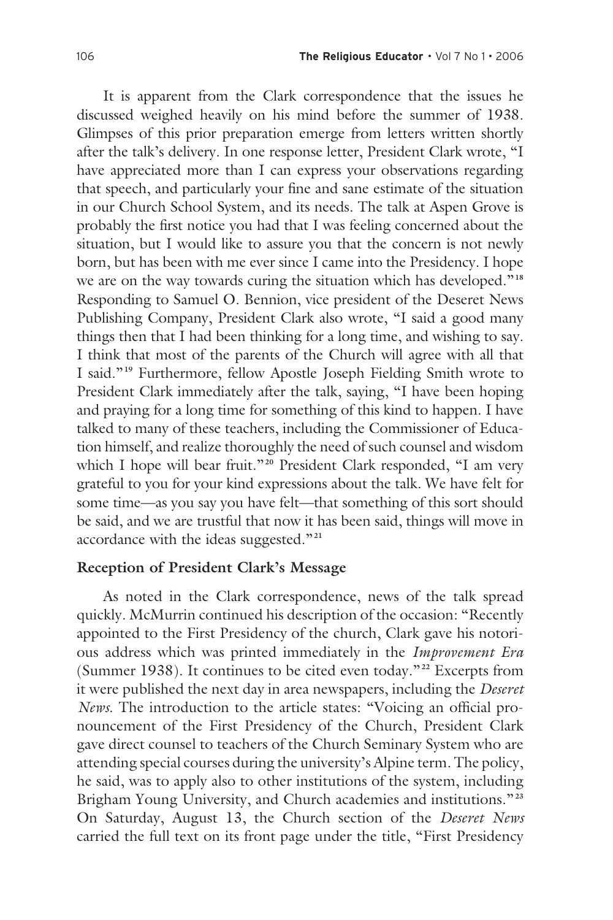It is apparent from the Clark correspondence that the issues he discussed weighed heavily on his mind before the summer of 1938. Glimpses of this prior preparation emerge from letters written shortly after the talk's delivery. In one response letter, President Clark wrote, "I have appreciated more than I can express your observations regarding that speech, and particularly your fine and sane estimate of the situation in our Church School System, and its needs. The talk at Aspen Grove is probably the first notice you had that I was feeling concerned about the situation, but I would like to assure you that the concern is not newly born, but has been with me ever since I came into the Presidency. I hope we are on the way towards curing the situation which has developed."[18] Responding to Samuel O. Bennion, vice president of the Deseret News Publishing Company, President Clark also wrote, "I said a good many things then that I had been thinking for a long time, and wishing to say. I think that most of the parents of the Church will agree with all that I said."[19] Furthermore, fellow Apostle Joseph Fielding Smith wrote to President Clark immediately after the talk, saying, "I have been hoping and praying for a long time for something of this kind to happen. I have talked to many of these teachers, including the Commissioner of Education himself, and realize thoroughly the need of such counsel and wisdom which I hope will bear fruit."[20] President Clark responded, "I am very grateful to you for your kind expressions about the talk. We have felt for some time—as you say you have felt—that something of this sort should be said, and we are trustful that now it has been said, things will move in accordance with the ideas suggested."[21]

## Reception of President Clark's Message

As noted in the Clark correspondence, news of the talk spread quickly. McMurrin continued his description of the occasion: "Recently appointed to the First Presidency of the church, Clark gave his notorious address which was printed immediately in the *Improvement Era* (Summer 1938). It continues to be cited even today."[22] Excerpts from it were published the next day in area newspapers, including the *Deseret News*. The introduction to the article states: "Voicing an official pronouncement of the First Presidency of the Church, President Clark gave direct counsel to teachers of the Church Seminary System who are attending special courses during the university's Alpine term. The policy, he said, was to apply also to other institutions of the system, including Brigham Young University, and Church academies and institutions."[23] On Saturday, August 13, the Church section of the *Deseret News* carried the full text on its front page under the title, "First Presidency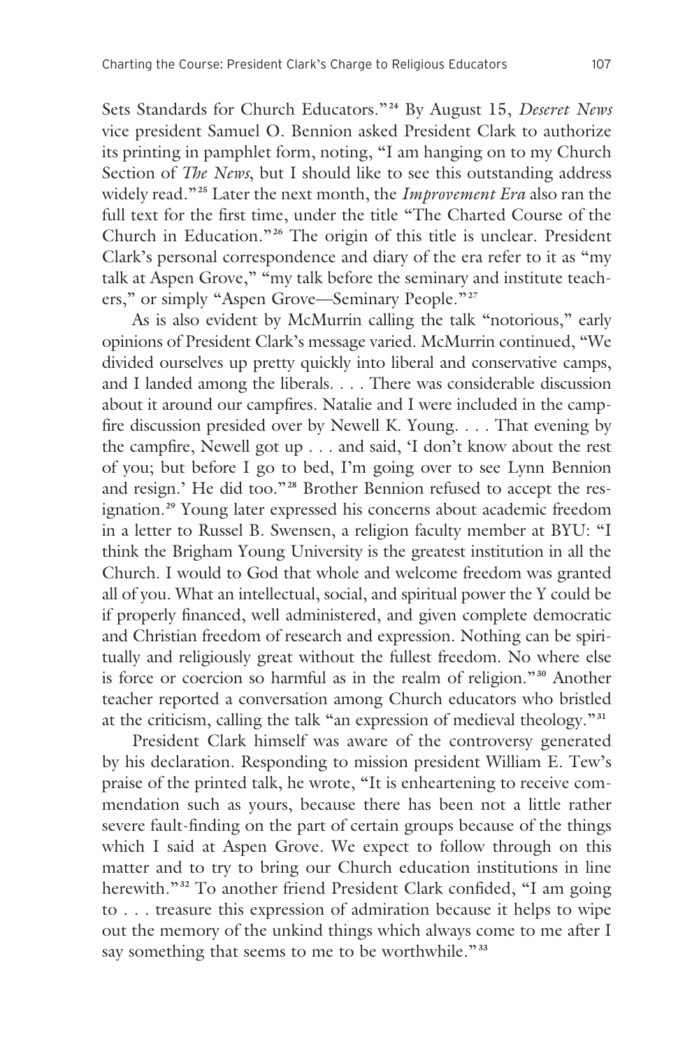Sets Standards for Church Educators."[24] By August 15, *Deseret News* vice president Samuel O. Bennion asked President Clark to authorize its printing in pamphlet form, noting, "I am hanging on to my Church Section of *The News*, but I should like to see this outstanding address widely read."[25] Later the next month, the *Improvement Era* also ran the full text for the first time, under the title "The Charted Course of the Church in Education."[26] The origin of this title is unclear. President Clark's personal correspondence and diary of the era refer to it as "my talk at Aspen Grove," "my talk before the seminary and institute teachers," or simply "Aspen Grove—Seminary People."[27]

As is also evident by McMurrin calling the talk "notorious," early opinions of President Clark's message varied. McMurrin continued, "We divided ourselves up pretty quickly into liberal and conservative camps, and I landed among the liberals. . . . There was considerable discussion about it around our campfires. Natalie and I were included in the campfire discussion presided over by Newell K. Young. . . . That evening by the campfire, Newell got up . . . and said, 'I don't know about the rest of you; but before I go to bed, I'm going over to see Lynn Bennion and resign.' He did too."[28] Brother Bennion refused to accept the resignation.[29] Young later expressed his concerns about academic freedom in a letter to Russel B. Swensen, a religion faculty member at BYU: "I think the Brigham Young University is the greatest institution in all the Church. I would to God that whole and welcome freedom was granted all of you. What an intellectual, social, and spiritual power the Y could be if properly financed, well administered, and given complete democratic and Christian freedom of research and expression. Nothing can be spiritually and religiously great without the fullest freedom. No where else is force or coercion so harmful as in the realm of religion."[30] Another teacher reported a conversation among Church educators who bristled at the criticism, calling the talk "an expression of medieval theology."[31]

President Clark himself was aware of the controversy generated by his declaration. Responding to mission president William E. Tew's praise of the printed talk, he wrote, "It is enheartening to receive commendation such as yours, because there has been not a little rather severe fault-finding on the part of certain groups because of the things which I said at Aspen Grove. We expect to follow through on this matter and to try to bring our Church education institutions in line herewith."[32] To another friend President Clark confided, "I am going to . . . treasure this expression of admiration because it helps to wipe out the memory of the unkind things which always come to me after I say something that seems to me to be worthwhile."[33]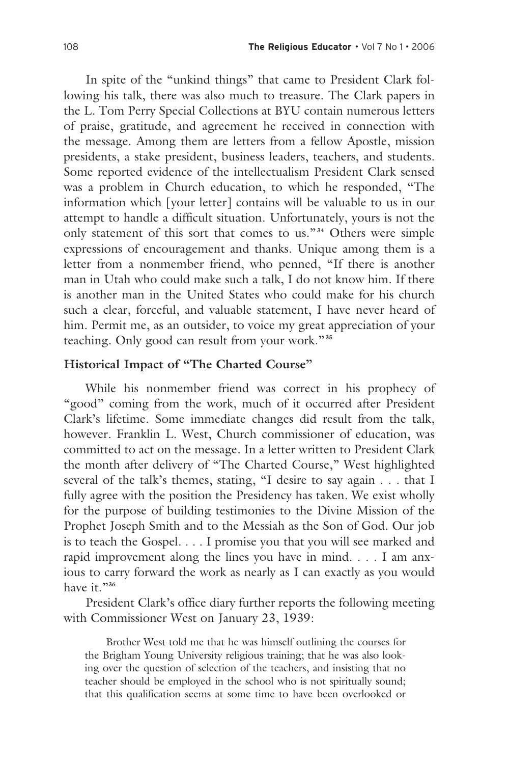In spite of the "unkind things" that came to President Clark following his talk, there was also much to treasure. The Clark papers in the L. Tom Perry Special Collections at BYU contain numerous letters of praise, gratitude, and agreement he received in connection with the message. Among them are letters from a fellow Apostle, mission presidents, a stake president, business leaders, teachers, and students. Some reported evidence of the intellectualism President Clark sensed was a problem in Church education, to which he responded, "The information which [your letter] contains will be valuable to us in our attempt to handle a difficult situation. Unfortunately, yours is not the only statement of this sort that comes to us."[34] Others were simple expressions of encouragement and thanks. Unique among them is a letter from a nonmember friend, who penned, "If there is another man in Utah who could make such a talk, I do not know him. If there is another man in the United States who could make for his church such a clear, forceful, and valuable statement, I have never heard of him. Permit me, as an outsider, to voice my great appreciation of your teaching. Only good can result from your work."[35]

## Historical Impact of "The Charted Course"

While his nonmember friend was correct in his prophecy of "good" coming from the work, much of it occurred after President Clark's lifetime. Some immediate changes did result from the talk, however. Franklin L. West, Church commissioner of education, was committed to act on the message. In a letter written to President Clark the month after delivery of "The Charted Course," West highlighted several of the talk's themes, stating, "I desire to say again . . . that I fully agree with the position the Presidency has taken. We exist wholly for the purpose of building testimonies to the Divine Mission of the Prophet Joseph Smith and to the Messiah as the Son of God. Our job is to teach the Gospel. . . . I promise you that you will see marked and rapid improvement along the lines you have in mind. . . . I am anxious to carry forward the work as nearly as I can exactly as you would have it."[36]

President Clark's office diary further reports the following meeting with Commissioner West on January 23, 1939:

> Brother West told me that he was himself outlining the courses for the Brigham Young University religious training; that he was also looking over the question of selection of the teachers, and insisting that no teacher should be employed in the school who is not spiritually sound; that this qualification seems at some time to have been overlooked or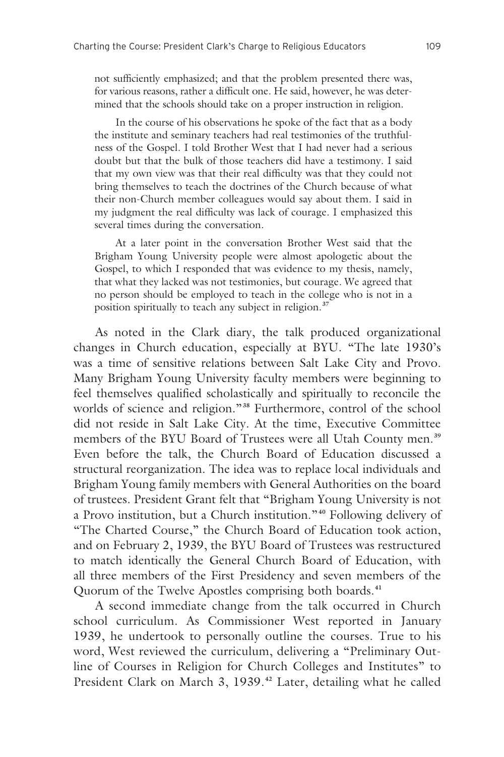> not sufficiently emphasized; and that the problem presented there was, for various reasons, rather a difficult one. He said, however, he was determined that the schools should take on a proper instruction in religion.
>
> In the course of his observations he spoke of the fact that as a body the institute and seminary teachers had real testimonies of the truthfulness of the Gospel. I told Brother West that I had never had a serious doubt but that the bulk of those teachers did have a testimony. I said that my own view was that their real difficulty was that they could not bring themselves to teach the doctrines of the Church because of what their non-Church member colleagues would say about them. I said in my judgment the real difficulty was lack of courage. I emphasized this several times during the conversation.
>
> At a later point in the conversation Brother West said that the Brigham Young University people were almost apologetic about the Gospel, to which I responded that was evidence to my thesis, namely, that what they lacked was not testimonies, but courage. We agreed that no person should be employed to teach in the college who is not in a position spiritually to teach any subject in religion.[37]

As noted in the Clark diary, the talk produced organizational changes in Church education, especially at BYU. "The late 1930's was a time of sensitive relations between Salt Lake City and Provo. Many Brigham Young University faculty members were beginning to feel themselves qualified scholastically and spiritually to reconcile the worlds of science and religion."[38] Furthermore, control of the school did not reside in Salt Lake City. At the time, Executive Committee members of the BYU Board of Trustees were all Utah County men.[39] Even before the talk, the Church Board of Education discussed a structural reorganization. The idea was to replace local individuals and Brigham Young family members with General Authorities on the board of trustees. President Grant felt that "Brigham Young University is not a Provo institution, but a Church institution."[40] Following delivery of "The Charted Course," the Church Board of Education took action, and on February 2, 1939, the BYU Board of Trustees was restructured to match identically the General Church Board of Education, with all three members of the First Presidency and seven members of the Quorum of the Twelve Apostles comprising both boards.[41]

A second immediate change from the talk occurred in Church school curriculum. As Commissioner West reported in January 1939, he undertook to personally outline the courses. True to his word, West reviewed the curriculum, delivering a "Preliminary Outline of Courses in Religion for Church Colleges and Institutes" to President Clark on March 3, 1939.[42] Later, detailing what he called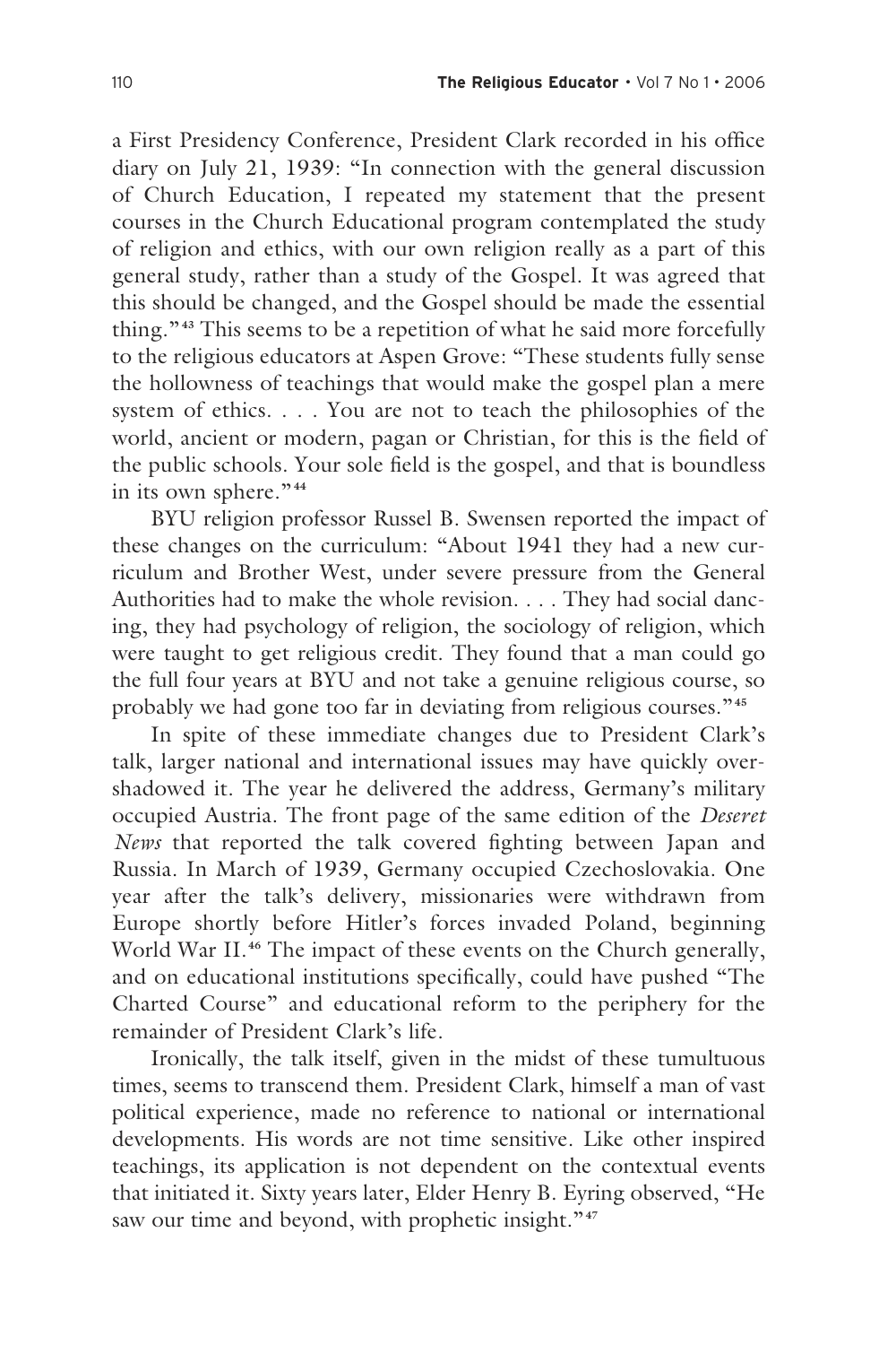a First Presidency Conference, President Clark recorded in his office diary on July 21, 1939: "In connection with the general discussion of Church Education, I repeated my statement that the present courses in the Church Educational program contemplated the study of religion and ethics, with our own religion really as a part of this general study, rather than a study of the Gospel. It was agreed that this should be changed, and the Gospel should be made the essential thing."[43] This seems to be a repetition of what he said more forcefully to the religious educators at Aspen Grove: "These students fully sense the hollowness of teachings that would make the gospel plan a mere system of ethics. . . . You are not to teach the philosophies of the world, ancient or modern, pagan or Christian, for this is the field of the public schools. Your sole field is the gospel, and that is boundless in its own sphere."[44]

BYU religion professor Russel B. Swensen reported the impact of these changes on the curriculum: "About 1941 they had a new curriculum and Brother West, under severe pressure from the General Authorities had to make the whole revision. . . . They had social dancing, they had psychology of religion, the sociology of religion, which were taught to get religious credit. They found that a man could go the full four years at BYU and not take a genuine religious course, so probably we had gone too far in deviating from religious courses."[45]

In spite of these immediate changes due to President Clark's talk, larger national and international issues may have quickly overshadowed it. The year he delivered the address, Germany's military occupied Austria. The front page of the same edition of the *Deseret News* that reported the talk covered fighting between Japan and Russia. In March of 1939, Germany occupied Czechoslovakia. One year after the talk's delivery, missionaries were withdrawn from Europe shortly before Hitler's forces invaded Poland, beginning World War II.[46] The impact of these events on the Church generally, and on educational institutions specifically, could have pushed "The Charted Course" and educational reform to the periphery for the remainder of President Clark's life.

Ironically, the talk itself, given in the midst of these tumultuous times, seems to transcend them. President Clark, himself a man of vast political experience, made no reference to national or international developments. His words are not time sensitive. Like other inspired teachings, its application is not dependent on the contextual events that initiated it. Sixty years later, Elder Henry B. Eyring observed, "He saw our time and beyond, with prophetic insight."[47]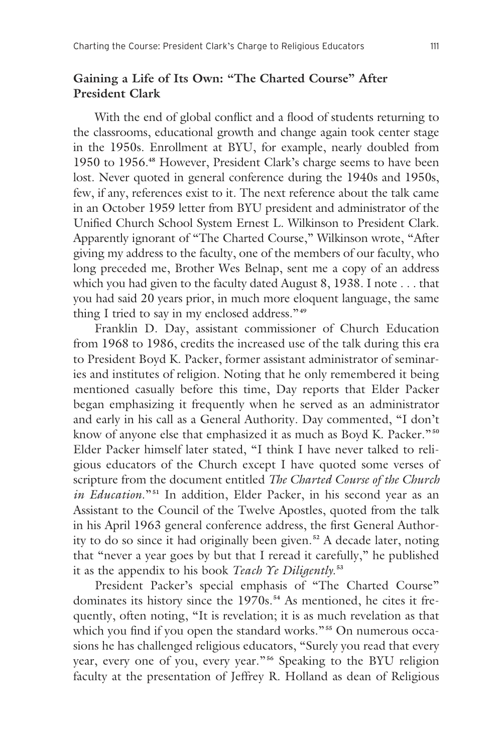## Gaining a Life of Its Own: "The Charted Course" After President Clark

With the end of global conflict and a flood of students returning to the classrooms, educational growth and change again took center stage in the 1950s. Enrollment at BYU, for example, nearly doubled from 1950 to 1956.[48] However, President Clark's charge seems to have been lost. Never quoted in general conference during the 1940s and 1950s, few, if any, references exist to it. The next reference about the talk came in an October 1959 letter from BYU president and administrator of the Unified Church School System Ernest L. Wilkinson to President Clark. Apparently ignorant of "The Charted Course," Wilkinson wrote, "After giving my address to the faculty, one of the members of our faculty, who long preceded me, Brother Wes Belnap, sent me a copy of an address which you had given to the faculty dated August 8, 1938. I note . . . that you had said 20 years prior, in much more eloquent language, the same thing I tried to say in my enclosed address."[49]

Franklin D. Day, assistant commissioner of Church Education from 1968 to 1986, credits the increased use of the talk during this era to President Boyd K. Packer, former assistant administrator of seminaries and institutes of religion. Noting that he only remembered it being mentioned casually before this time, Day reports that Elder Packer began emphasizing it frequently when he served as an administrator and early in his call as a General Authority. Day commented, "I don't know of anyone else that emphasized it as much as Boyd K. Packer."[50] Elder Packer himself later stated, "I think I have never talked to religious educators of the Church except I have quoted some verses of scripture from the document entitled *The Charted Course of the Church in Education*."[51] In addition, Elder Packer, in his second year as an Assistant to the Council of the Twelve Apostles, quoted from the talk in his April 1963 general conference address, the first General Authority to do so since it had originally been given.[52] A decade later, noting that "never a year goes by but that I reread it carefully," he published it as the appendix to his book *Teach Ye Diligently*.[53]

President Packer's special emphasis of "The Charted Course" dominates its history since the 1970s.[54] As mentioned, he cites it frequently, often noting, "It is revelation; it is as much revelation as that which you find if you open the standard works."[55] On numerous occasions he has challenged religious educators, "Surely you read that every year, every one of you, every year."[56] Speaking to the BYU religion faculty at the presentation of Jeffrey R. Holland as dean of Religious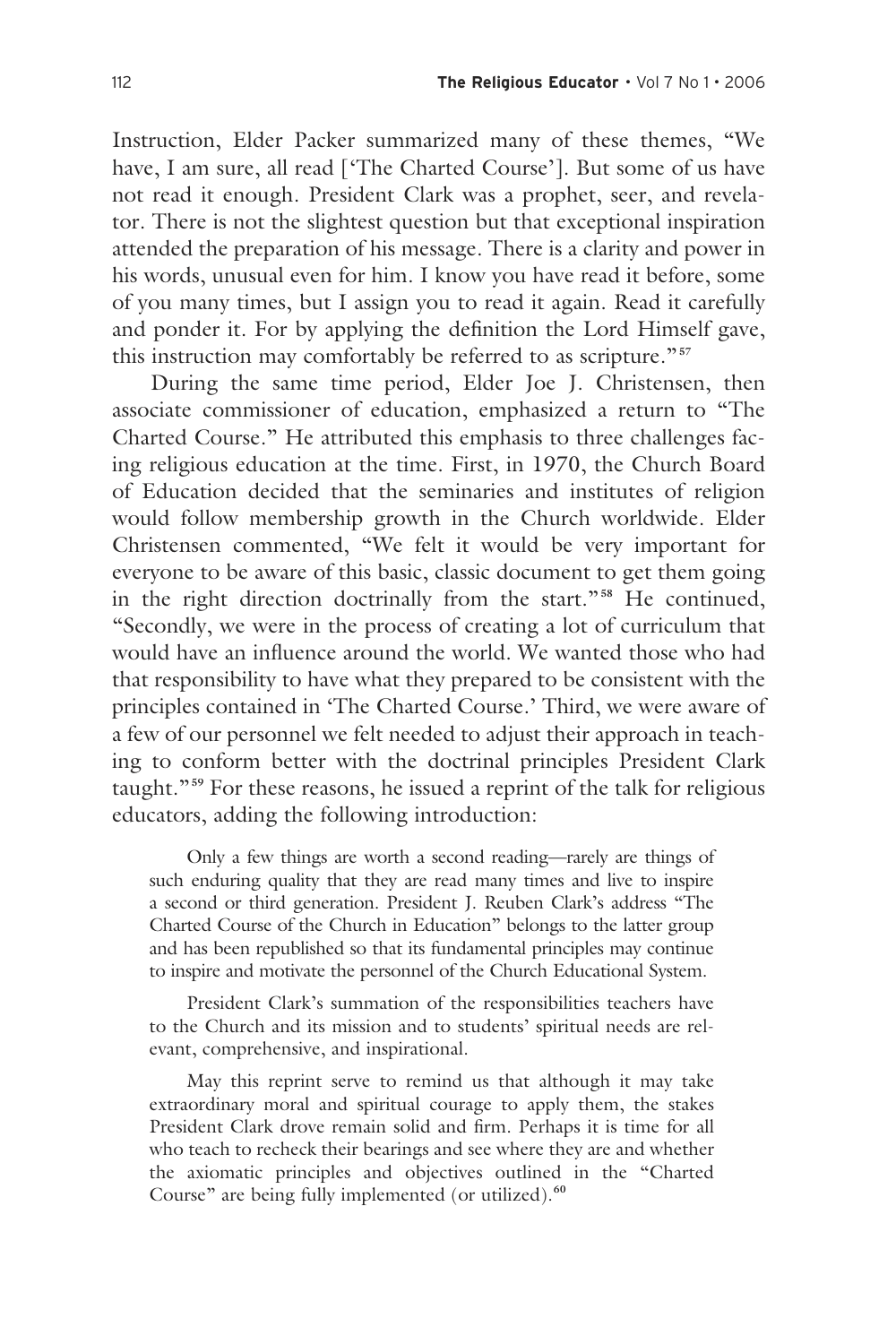Instruction, Elder Packer summarized many of these themes, "We have, I am sure, all read ['The Charted Course']. But some of us have not read it enough. President Clark was a prophet, seer, and revelator. There is not the slightest question but that exceptional inspiration attended the preparation of his message. There is a clarity and power in his words, unusual even for him. I know you have read it before, some of you many times, but I assign you to read it again. Read it carefully and ponder it. For by applying the definition the Lord Himself gave, this instruction may comfortably be referred to as scripture."[57]

During the same time period, Elder Joe J. Christensen, then associate commissioner of education, emphasized a return to "The Charted Course." He attributed this emphasis to three challenges facing religious education at the time. First, in 1970, the Church Board of Education decided that the seminaries and institutes of religion would follow membership growth in the Church worldwide. Elder Christensen commented, "We felt it would be very important for everyone to be aware of this basic, classic document to get them going in the right direction doctrinally from the start."[58] He continued, "Secondly, we were in the process of creating a lot of curriculum that would have an influence around the world. We wanted those who had that responsibility to have what they prepared to be consistent with the principles contained in 'The Charted Course.' Third, we were aware of a few of our personnel we felt needed to adjust their approach in teaching to conform better with the doctrinal principles President Clark taught."[59] For these reasons, he issued a reprint of the talk for religious educators, adding the following introduction:

> Only a few things are worth a second reading—rarely are things of such enduring quality that they are read many times and live to inspire a second or third generation. President J. Reuben Clark's address "The Charted Course of the Church in Education" belongs to the latter group and has been republished so that its fundamental principles may continue to inspire and motivate the personnel of the Church Educational System.
>
> President Clark's summation of the responsibilities teachers have to the Church and its mission and to students' spiritual needs are relevant, comprehensive, and inspirational.
>
> May this reprint serve to remind us that although it may take extraordinary moral and spiritual courage to apply them, the stakes President Clark drove remain solid and firm. Perhaps it is time for all who teach to recheck their bearings and see where they are and whether the axiomatic principles and objectives outlined in the "Charted Course" are being fully implemented (or utilized).[60]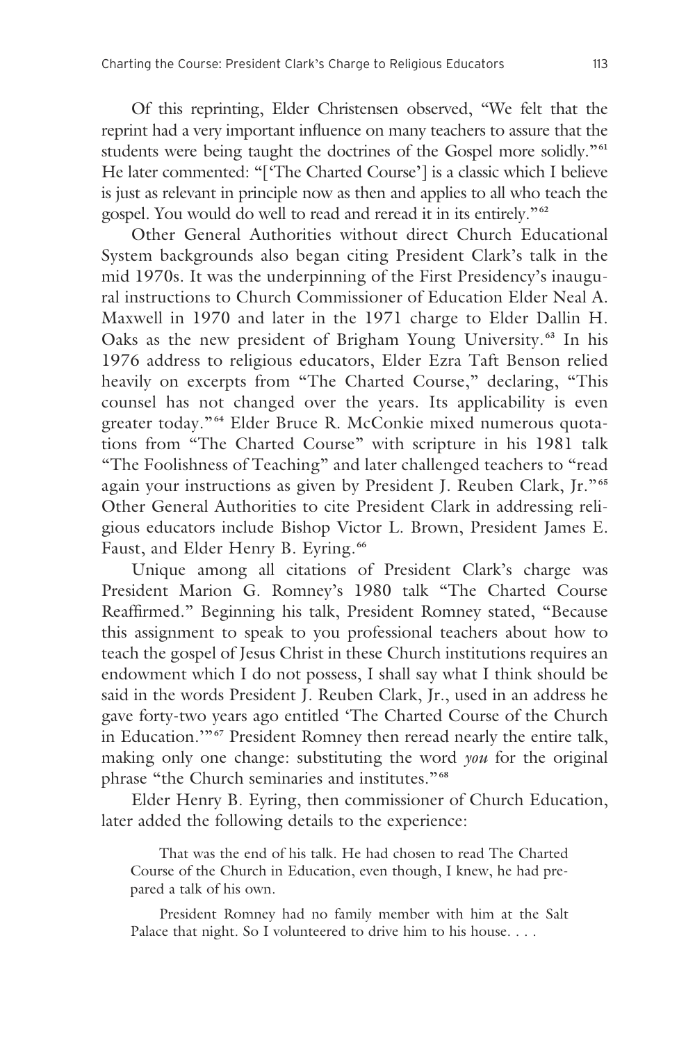Of this reprinting, Elder Christensen observed, "We felt that the reprint had a very important influence on many teachers to assure that the students were being taught the doctrines of the Gospel more solidly."[61] He later commented: "['The Charted Course'] is a classic which I believe is just as relevant in principle now as then and applies to all who teach the gospel. You would do well to read and reread it in its entirely."[62]

Other General Authorities without direct Church Educational System backgrounds also began citing President Clark's talk in the mid 1970s. It was the underpinning of the First Presidency's inaugural instructions to Church Commissioner of Education Elder Neal A. Maxwell in 1970 and later in the 1971 charge to Elder Dallin H. Oaks as the new president of Brigham Young University.[63] In his 1976 address to religious educators, Elder Ezra Taft Benson relied heavily on excerpts from "The Charted Course," declaring, "This counsel has not changed over the years. Its applicability is even greater today."[64] Elder Bruce R. McConkie mixed numerous quotations from "The Charted Course" with scripture in his 1981 talk "The Foolishness of Teaching" and later challenged teachers to "read again your instructions as given by President J. Reuben Clark, Jr."[65] Other General Authorities to cite President Clark in addressing religious educators include Bishop Victor L. Brown, President James E. Faust, and Elder Henry B. Eyring.[66]

Unique among all citations of President Clark's charge was President Marion G. Romney's 1980 talk "The Charted Course Reaffirmed." Beginning his talk, President Romney stated, "Because this assignment to speak to you professional teachers about how to teach the gospel of Jesus Christ in these Church institutions requires an endowment which I do not possess, I shall say what I think should be said in the words President J. Reuben Clark, Jr., used in an address he gave forty-two years ago entitled 'The Charted Course of the Church in Education.'"[67] President Romney then reread nearly the entire talk, making only one change: substituting the word *you* for the original phrase "the Church seminaries and institutes."[68]

Elder Henry B. Eyring, then commissioner of Church Education, later added the following details to the experience:

> That was the end of his talk. He had chosen to read The Charted Course of the Church in Education, even though, I knew, he had prepared a talk of his own.
>
> President Romney had no family member with him at the Salt Palace that night. So I volunteered to drive him to his house. . . .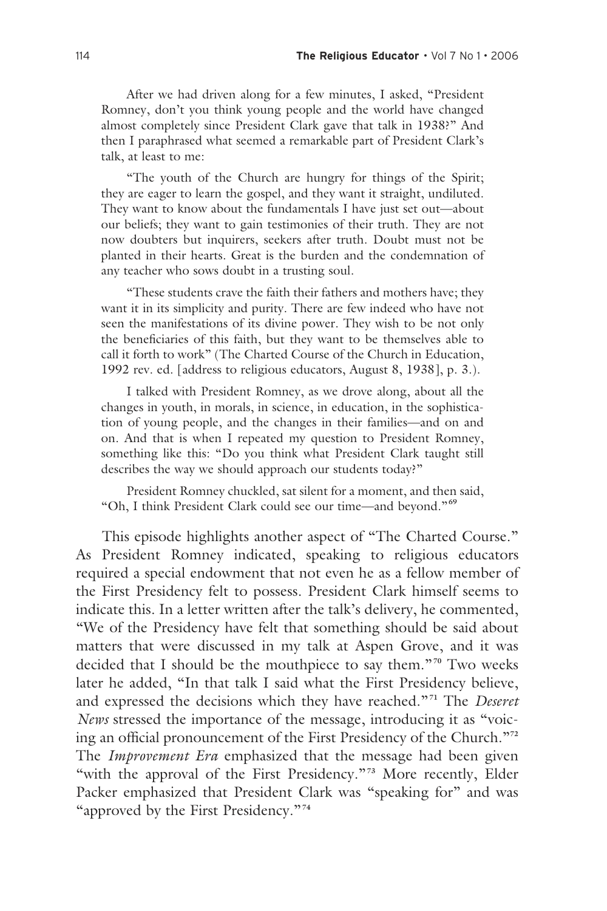After we had driven along for a few minutes, I asked, "President Romney, don't you think young people and the world have changed almost completely since President Clark gave that talk in 1938?" And then I paraphrased what seemed a remarkable part of President Clark's talk, at least to me:

"The youth of the Church are hungry for things of the Spirit; they are eager to learn the gospel, and they want it straight, undiluted. They want to know about the fundamentals I have just set out—about our beliefs; they want to gain testimonies of their truth. They are not now doubters but inquirers, seekers after truth. Doubt must not be planted in their hearts. Great is the burden and the condemnation of any teacher who sows doubt in a trusting soul.

"These students crave the faith their fathers and mothers have; they want it in its simplicity and purity. There are few indeed who have not seen the manifestations of its divine power. They wish to be not only the beneficiaries of this faith, but they want to be themselves able to call it forth to work" (The Charted Course of the Church in Education, 1992 rev. ed. [address to religious educators, August 8, 1938], p. 3.).

I talked with President Romney, as we drove along, about all the changes in youth, in morals, in science, in education, in the sophistication of young people, and the changes in their families—and on and on. And that is when I repeated my question to President Romney, something like this: "Do you think what President Clark taught still describes the way we should approach our students today?"

President Romney chuckled, sat silent for a moment, and then said, "Oh, I think President Clark could see our time—and beyond."[69]

This episode highlights another aspect of "The Charted Course." As President Romney indicated, speaking to religious educators required a special endowment that not even he as a fellow member of the First Presidency felt to possess. President Clark himself seems to indicate this. In a letter written after the talk's delivery, he commented, "We of the Presidency have felt that something should be said about matters that were discussed in my talk at Aspen Grove, and it was decided that I should be the mouthpiece to say them."[70] Two weeks later he added, "In that talk I said what the First Presidency believe, and expressed the decisions which they have reached."[71] The *Deseret News* stressed the importance of the message, introducing it as "voicing an official pronouncement of the First Presidency of the Church."[72] The *Improvement Era* emphasized that the message had been given "with the approval of the First Presidency."[73] More recently, Elder Packer emphasized that President Clark was "speaking for" and was "approved by the First Presidency."[74]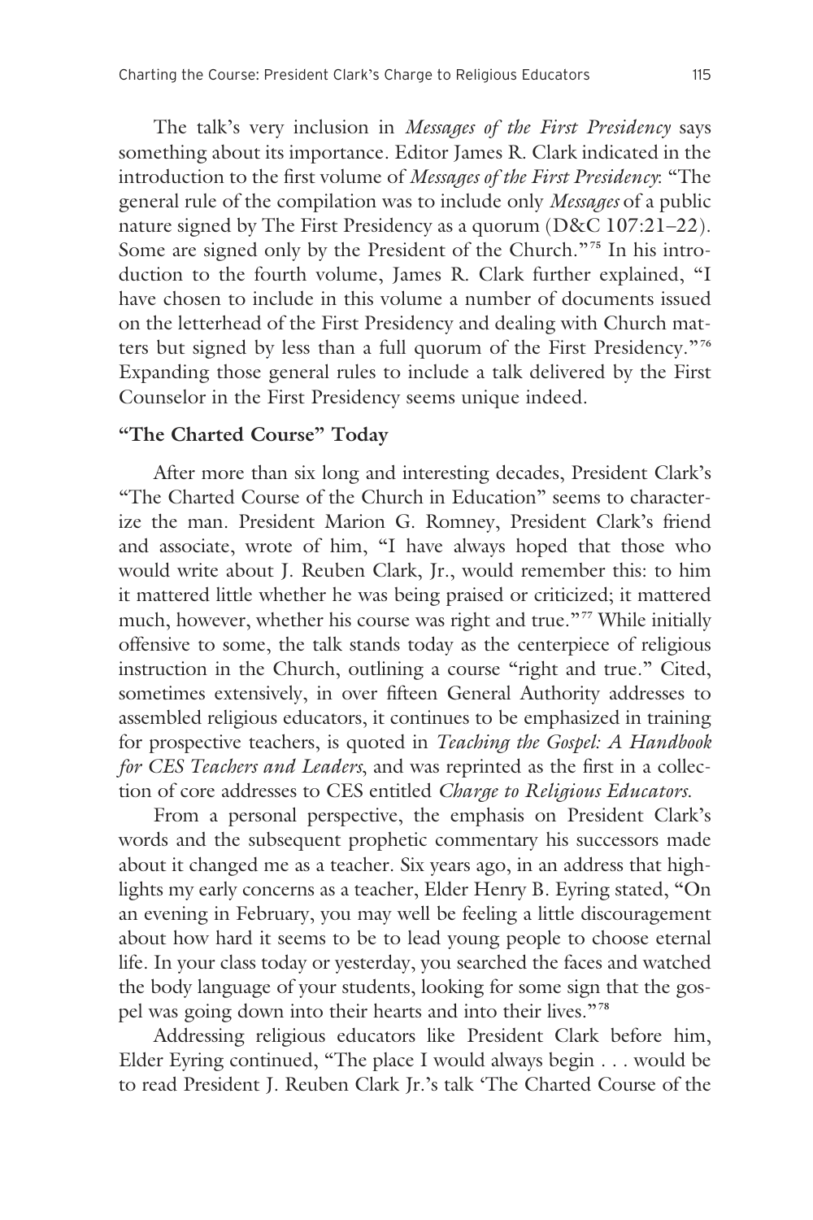The talk's very inclusion in *Messages of the First Presidency* says something about its importance. Editor James R. Clark indicated in the introduction to the first volume of *Messages of the First Presidency*: "The general rule of the compilation was to include only *Messages* of a public nature signed by The First Presidency as a quorum (D&C 107:21–22). Some are signed only by the President of the Church."[75] In his introduction to the fourth volume, James R. Clark further explained, "I have chosen to include in this volume a number of documents issued on the letterhead of the First Presidency and dealing with Church matters but signed by less than a full quorum of the First Presidency."[76] Expanding those general rules to include a talk delivered by the First Counselor in the First Presidency seems unique indeed.

## "The Charted Course" Today

After more than six long and interesting decades, President Clark's "The Charted Course of the Church in Education" seems to characterize the man. President Marion G. Romney, President Clark's friend and associate, wrote of him, "I have always hoped that those who would write about J. Reuben Clark, Jr., would remember this: to him it mattered little whether he was being praised or criticized; it mattered much, however, whether his course was right and true."[77] While initially offensive to some, the talk stands today as the centerpiece of religious instruction in the Church, outlining a course "right and true." Cited, sometimes extensively, in over fifteen General Authority addresses to assembled religious educators, it continues to be emphasized in training for prospective teachers, is quoted in *Teaching the Gospel: A Handbook for CES Teachers and Leaders*, and was reprinted as the first in a collection of core addresses to CES entitled *Charge to Religious Educators*.

From a personal perspective, the emphasis on President Clark's words and the subsequent prophetic commentary his successors made about it changed me as a teacher. Six years ago, in an address that highlights my early concerns as a teacher, Elder Henry B. Eyring stated, "On an evening in February, you may well be feeling a little discouragement about how hard it seems to be to lead young people to choose eternal life. In your class today or yesterday, you searched the faces and watched the body language of your students, looking for some sign that the gospel was going down into their hearts and into their lives."[78]

Addressing religious educators like President Clark before him, Elder Eyring continued, "The place I would always begin . . . would be to read President J. Reuben Clark Jr.'s talk 'The Charted Course of the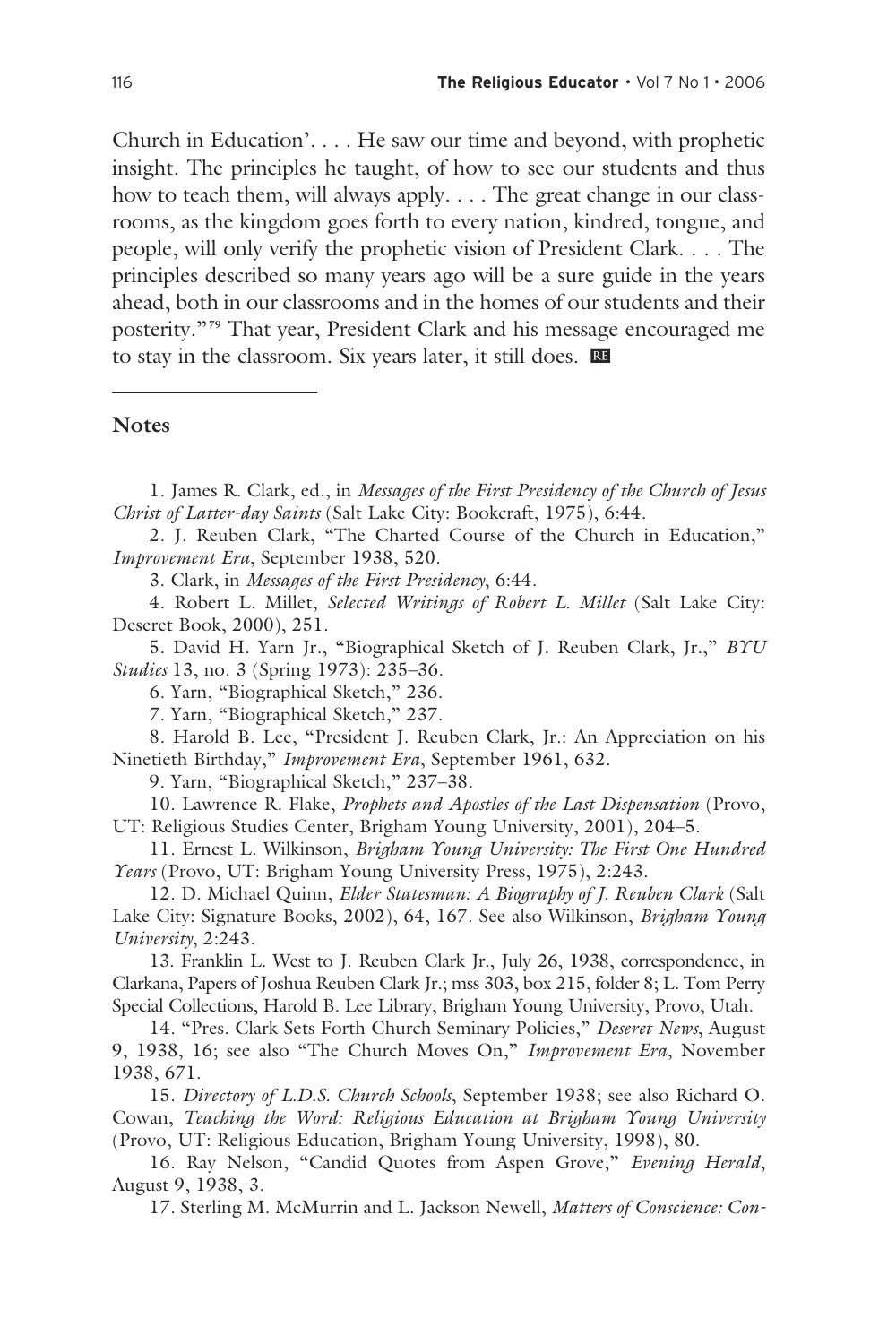Church in Education'. . . . He saw our time and beyond, with prophetic insight. The principles he taught, of how to see our students and thus how to teach them, will always apply. . . . The great change in our classrooms, as the kingdom goes forth to every nation, kindred, tongue, and people, will only verify the prophetic vision of President Clark. . . . The principles described so many years ago will be a sure guide in the years ahead, both in our classrooms and in the homes of our students and their posterity."[79] That year, President Clark and his message encouraged me to stay in the classroom. Six years later, it still does.

---

## Notes

1. James R. Clark, ed., in *Messages of the First Presidency of the Church of Jesus Christ of Latter-day Saints* (Salt Lake City: Bookcraft, 1975), 6:44.

2. J. Reuben Clark, "The Charted Course of the Church in Education," *Improvement Era*, September 1938, 520.

3. Clark, in *Messages of the First Presidency*, 6:44.

4. Robert L. Millet, *Selected Writings of Robert L. Millet* (Salt Lake City: Deseret Book, 2000), 251.

5. David H. Yarn Jr., "Biographical Sketch of J. Reuben Clark, Jr.," *BYU Studies* 13, no. 3 (Spring 1973): 235–36.

6. Yarn, "Biographical Sketch," 236.

7. Yarn, "Biographical Sketch," 237.

8. Harold B. Lee, "President J. Reuben Clark, Jr.: An Appreciation on his Ninetieth Birthday," *Improvement Era*, September 1961, 632.

9. Yarn, "Biographical Sketch," 237–38.

10. Lawrence R. Flake, *Prophets and Apostles of the Last Dispensation* (Provo, UT: Religious Studies Center, Brigham Young University, 2001), 204–5.

11. Ernest L. Wilkinson, *Brigham Young University: The First One Hundred Years* (Provo, UT: Brigham Young University Press, 1975), 2:243.

12. D. Michael Quinn, *Elder Statesman: A Biography of J. Reuben Clark* (Salt Lake City: Signature Books, 2002), 64, 167. See also Wilkinson, *Brigham Young University*, 2:243.

13. Franklin L. West to J. Reuben Clark Jr., July 26, 1938, correspondence, in Clarkana, Papers of Joshua Reuben Clark Jr.; mss 303, box 215, folder 8; L. Tom Perry Special Collections, Harold B. Lee Library, Brigham Young University, Provo, Utah.

14. "Pres. Clark Sets Forth Church Seminary Policies," *Deseret News*, August 9, 1938, 16; see also "The Church Moves On," *Improvement Era*, November 1938, 671.

15. *Directory of L.D.S. Church Schools*, September 1938; see also Richard O. Cowan, *Teaching the Word: Religious Education at Brigham Young University* (Provo, UT: Religious Education, Brigham Young University, 1998), 80.

16. Ray Nelson, "Candid Quotes from Aspen Grove," *Evening Herald*, August 9, 1938, 3.

17. Sterling M. McMurrin and L. Jackson Newell, *Matters of Conscience: Con-*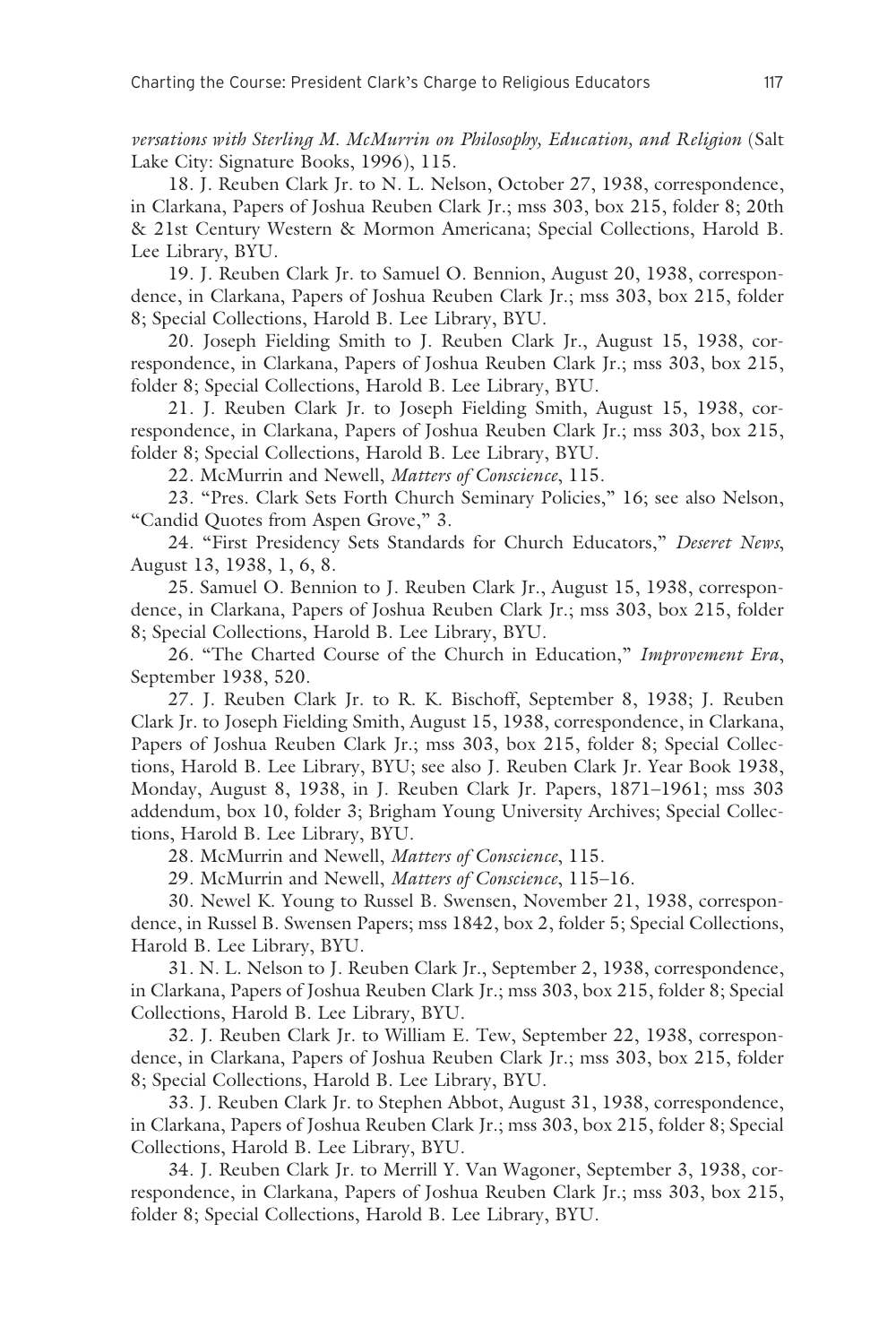*versations with Sterling M. McMurrin on Philosophy, Education, and Religion* (Salt Lake City: Signature Books, 1996), 115.

18. J. Reuben Clark Jr. to N. L. Nelson, October 27, 1938, correspondence, in Clarkana, Papers of Joshua Reuben Clark Jr.; mss 303, box 215, folder 8; 20th & 21st Century Western & Mormon Americana; Special Collections, Harold B. Lee Library, BYU.

19. J. Reuben Clark Jr. to Samuel O. Bennion, August 20, 1938, correspondence, in Clarkana, Papers of Joshua Reuben Clark Jr.; mss 303, box 215, folder 8; Special Collections, Harold B. Lee Library, BYU.

20. Joseph Fielding Smith to J. Reuben Clark Jr., August 15, 1938, correspondence, in Clarkana, Papers of Joshua Reuben Clark Jr.; mss 303, box 215, folder 8; Special Collections, Harold B. Lee Library, BYU.

21. J. Reuben Clark Jr. to Joseph Fielding Smith, August 15, 1938, correspondence, in Clarkana, Papers of Joshua Reuben Clark Jr.; mss 303, box 215, folder 8; Special Collections, Harold B. Lee Library, BYU.

22. McMurrin and Newell, *Matters of Conscience*, 115.

23. "Pres. Clark Sets Forth Church Seminary Policies," 16; see also Nelson, "Candid Quotes from Aspen Grove," 3.

24. "First Presidency Sets Standards for Church Educators," *Deseret News*, August 13, 1938, 1, 6, 8.

25. Samuel O. Bennion to J. Reuben Clark Jr., August 15, 1938, correspondence, in Clarkana, Papers of Joshua Reuben Clark Jr.; mss 303, box 215, folder 8; Special Collections, Harold B. Lee Library, BYU.

26. "The Charted Course of the Church in Education," *Improvement Era*, September 1938, 520.

27. J. Reuben Clark Jr. to R. K. Bischoff, September 8, 1938; J. Reuben Clark Jr. to Joseph Fielding Smith, August 15, 1938, correspondence, in Clarkana, Papers of Joshua Reuben Clark Jr.; mss 303, box 215, folder 8; Special Collections, Harold B. Lee Library, BYU; see also J. Reuben Clark Jr. Year Book 1938, Monday, August 8, 1938, in J. Reuben Clark Jr. Papers, 1871–1961; mss 303 addendum, box 10, folder 3; Brigham Young University Archives; Special Collections, Harold B. Lee Library, BYU.

28. McMurrin and Newell, *Matters of Conscience*, 115.

29. McMurrin and Newell, *Matters of Conscience*, 115–16.

30. Newel K. Young to Russel B. Swensen, November 21, 1938, correspondence, in Russel B. Swensen Papers; mss 1842, box 2, folder 5; Special Collections, Harold B. Lee Library, BYU.

31. N. L. Nelson to J. Reuben Clark Jr., September 2, 1938, correspondence, in Clarkana, Papers of Joshua Reuben Clark Jr.; mss 303, box 215, folder 8; Special Collections, Harold B. Lee Library, BYU.

32. J. Reuben Clark Jr. to William E. Tew, September 22, 1938, correspondence, in Clarkana, Papers of Joshua Reuben Clark Jr.; mss 303, box 215, folder 8; Special Collections, Harold B. Lee Library, BYU.

33. J. Reuben Clark Jr. to Stephen Abbot, August 31, 1938, correspondence, in Clarkana, Papers of Joshua Reuben Clark Jr.; mss 303, box 215, folder 8; Special Collections, Harold B. Lee Library, BYU.

34. J. Reuben Clark Jr. to Merrill Y. Van Wagoner, September 3, 1938, correspondence, in Clarkana, Papers of Joshua Reuben Clark Jr.; mss 303, box 215, folder 8; Special Collections, Harold B. Lee Library, BYU.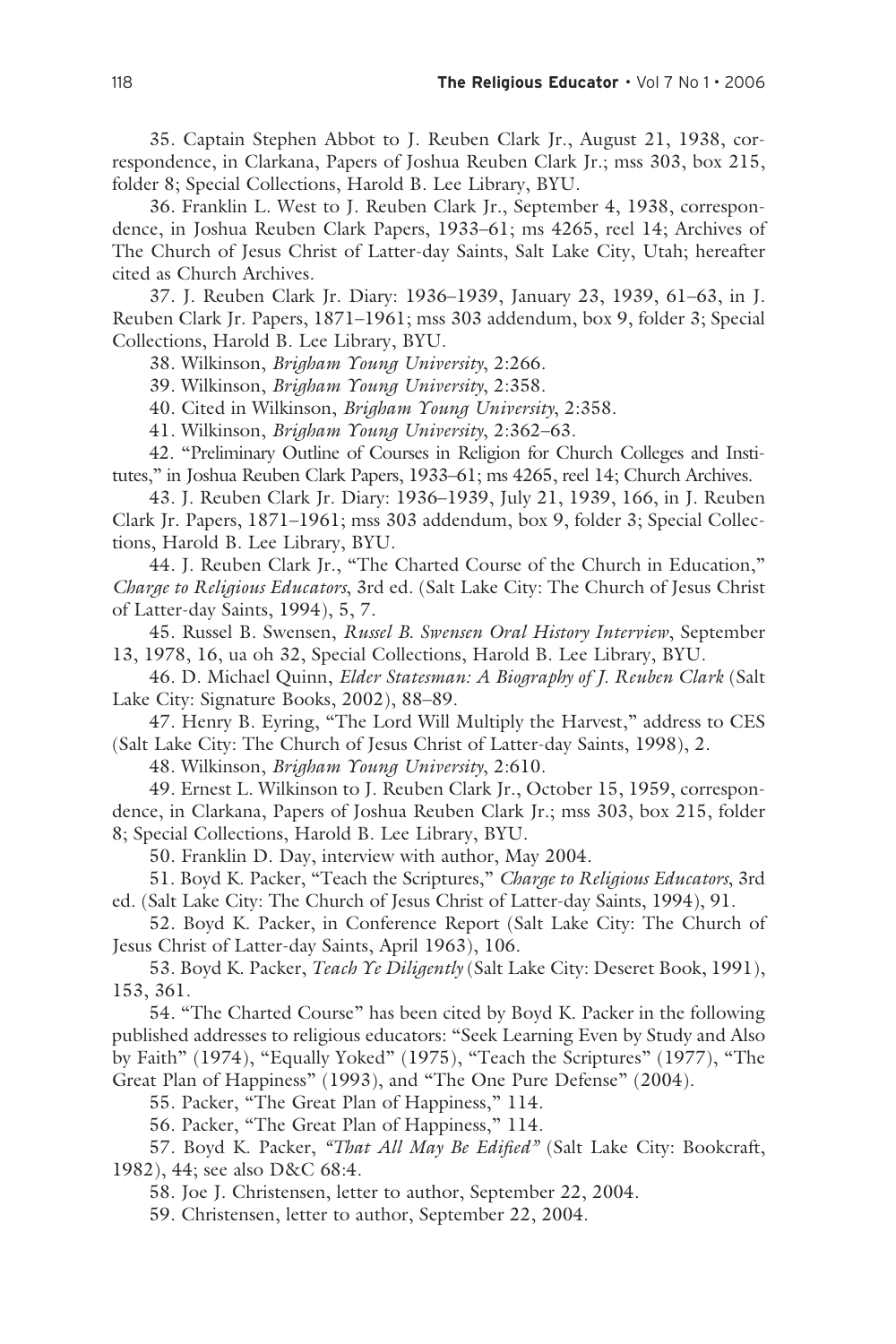35. Captain Stephen Abbot to J. Reuben Clark Jr., August 21, 1938, correspondence, in Clarkana, Papers of Joshua Reuben Clark Jr.; mss 303, box 215, folder 8; Special Collections, Harold B. Lee Library, BYU.

36. Franklin L. West to J. Reuben Clark Jr., September 4, 1938, correspondence, in Joshua Reuben Clark Papers, 1933–61; ms 4265, reel 14; Archives of The Church of Jesus Christ of Latter-day Saints, Salt Lake City, Utah; hereafter cited as Church Archives.

37. J. Reuben Clark Jr. Diary: 1936–1939, January 23, 1939, 61–63, in J. Reuben Clark Jr. Papers, 1871–1961; mss 303 addendum, box 9, folder 3; Special Collections, Harold B. Lee Library, BYU.

38. Wilkinson, *Brigham Young University*, 2:266.

39. Wilkinson, *Brigham Young University*, 2:358.

40. Cited in Wilkinson, *Brigham Young University*, 2:358.

41. Wilkinson, *Brigham Young University*, 2:362–63.

42. "Preliminary Outline of Courses in Religion for Church Colleges and Institutes," in Joshua Reuben Clark Papers, 1933–61; ms 4265, reel 14; Church Archives.

43. J. Reuben Clark Jr. Diary: 1936–1939, July 21, 1939, 166, in J. Reuben Clark Jr. Papers, 1871–1961; mss 303 addendum, box 9, folder 3; Special Collections, Harold B. Lee Library, BYU.

44. J. Reuben Clark Jr., "The Charted Course of the Church in Education," *Charge to Religious Educators*, 3rd ed. (Salt Lake City: The Church of Jesus Christ of Latter-day Saints, 1994), 5, 7.

45. Russel B. Swensen, *Russel B. Swensen Oral History Interview*, September 13, 1978, 16, ua oh 32, Special Collections, Harold B. Lee Library, BYU.

46. D. Michael Quinn, *Elder Statesman: A Biography of J. Reuben Clark* (Salt Lake City: Signature Books, 2002), 88–89.

47. Henry B. Eyring, "The Lord Will Multiply the Harvest," address to CES (Salt Lake City: The Church of Jesus Christ of Latter-day Saints, 1998), 2.

48. Wilkinson, *Brigham Young University*, 2:610.

49. Ernest L. Wilkinson to J. Reuben Clark Jr., October 15, 1959, correspondence, in Clarkana, Papers of Joshua Reuben Clark Jr.; mss 303, box 215, folder 8; Special Collections, Harold B. Lee Library, BYU.

50. Franklin D. Day, interview with author, May 2004.

51. Boyd K. Packer, "Teach the Scriptures," *Charge to Religious Educators*, 3rd ed. (Salt Lake City: The Church of Jesus Christ of Latter-day Saints, 1994), 91.

52. Boyd K. Packer, in Conference Report (Salt Lake City: The Church of Jesus Christ of Latter-day Saints, April 1963), 106.

53. Boyd K. Packer, *Teach Ye Diligently* (Salt Lake City: Deseret Book, 1991), 153, 361.

54. "The Charted Course" has been cited by Boyd K. Packer in the following published addresses to religious educators: "Seek Learning Even by Study and Also by Faith" (1974), "Equally Yoked" (1975), "Teach the Scriptures" (1977), "The Great Plan of Happiness" (1993), and "The One Pure Defense" (2004).

55. Packer, "The Great Plan of Happiness," 114.

56. Packer, "The Great Plan of Happiness," 114.

57. Boyd K. Packer, *"That All May Be Edified"* (Salt Lake City: Bookcraft, 1982), 44; see also D&C 68:4.

58. Joe J. Christensen, letter to author, September 22, 2004.

59. Christensen, letter to author, September 22, 2004.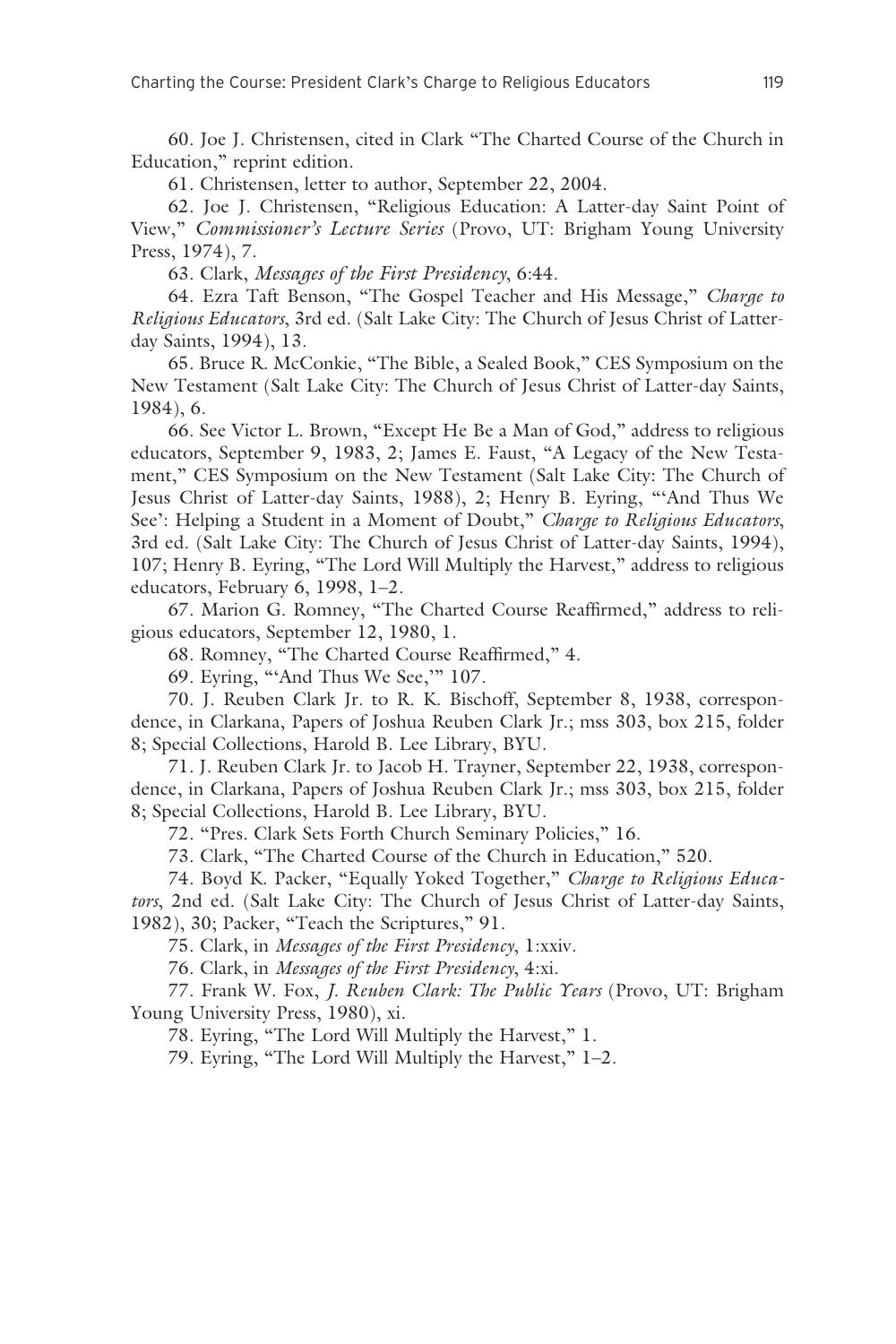60. Joe J. Christensen, cited in Clark "The Charted Course of the Church in Education," reprint edition.

61. Christensen, letter to author, September 22, 2004.

62. Joe J. Christensen, "Religious Education: A Latter-day Saint Point of View," *Commissioner's Lecture Series* (Provo, UT: Brigham Young University Press, 1974), 7.

63. Clark, *Messages of the First Presidency*, 6:44.

64. Ezra Taft Benson, "The Gospel Teacher and His Message," *Charge to Religious Educators*, 3rd ed. (Salt Lake City: The Church of Jesus Christ of Latter-day Saints, 1994), 13.

65. Bruce R. McConkie, "The Bible, a Sealed Book," CES Symposium on the New Testament (Salt Lake City: The Church of Jesus Christ of Latter-day Saints, 1984), 6.

66. See Victor L. Brown, "Except He Be a Man of God," address to religious educators, September 9, 1983, 2; James E. Faust, "A Legacy of the New Testament," CES Symposium on the New Testament (Salt Lake City: The Church of Jesus Christ of Latter-day Saints, 1988), 2; Henry B. Eyring, "'And Thus We See': Helping a Student in a Moment of Doubt," *Charge to Religious Educators*, 3rd ed. (Salt Lake City: The Church of Jesus Christ of Latter-day Saints, 1994), 107; Henry B. Eyring, "The Lord Will Multiply the Harvest," address to religious educators, February 6, 1998, 1–2.

67. Marion G. Romney, "The Charted Course Reaffirmed," address to religious educators, September 12, 1980, 1.

68. Romney, "The Charted Course Reaffirmed," 4.

69. Eyring, "'And Thus We See,'" 107.

70. J. Reuben Clark Jr. to R. K. Bischoff, September 8, 1938, correspondence, in Clarkana, Papers of Joshua Reuben Clark Jr.; mss 303, box 215, folder 8; Special Collections, Harold B. Lee Library, BYU.

71. J. Reuben Clark Jr. to Jacob H. Trayner, September 22, 1938, correspondence, in Clarkana, Papers of Joshua Reuben Clark Jr.; mss 303, box 215, folder 8; Special Collections, Harold B. Lee Library, BYU.

72. "Pres. Clark Sets Forth Church Seminary Policies," 16.

73. Clark, "The Charted Course of the Church in Education," 520.

74. Boyd K. Packer, "Equally Yoked Together," *Charge to Religious Educators*, 2nd ed. (Salt Lake City: The Church of Jesus Christ of Latter-day Saints, 1982), 30; Packer, "Teach the Scriptures," 91.

75. Clark, in *Messages of the First Presidency*, 1:xxiv.

76. Clark, in *Messages of the First Presidency*, 4:xi.

77. Frank W. Fox, *J. Reuben Clark: The Public Years* (Provo, UT: Brigham Young University Press, 1980), xi.

78. Eyring, "The Lord Will Multiply the Harvest," 1.

79. Eyring, "The Lord Will Multiply the Harvest," 1–2.